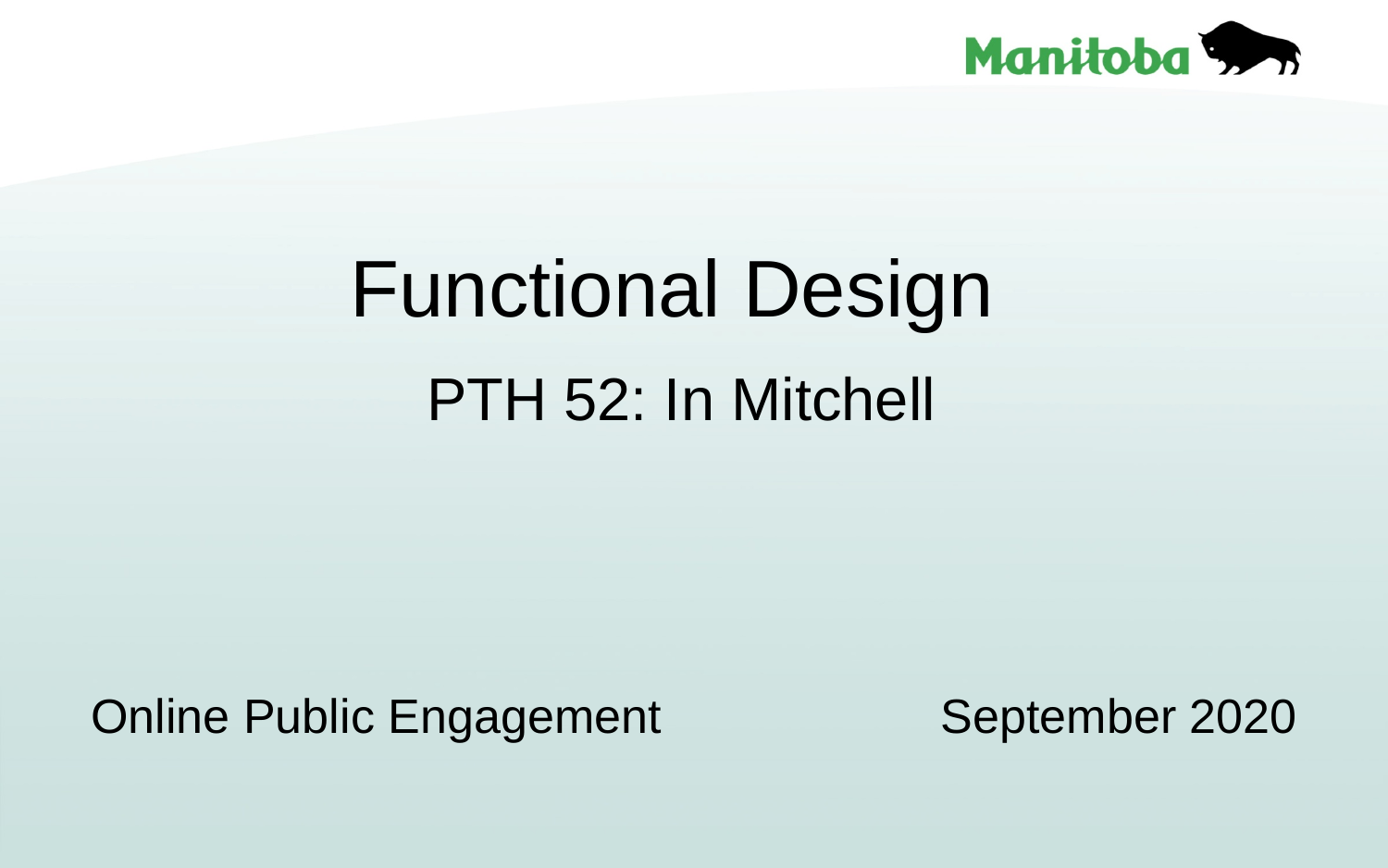Manitoba

# Functional Design

## PTH 52: In Mitchell

Online Public Engagement

September 2020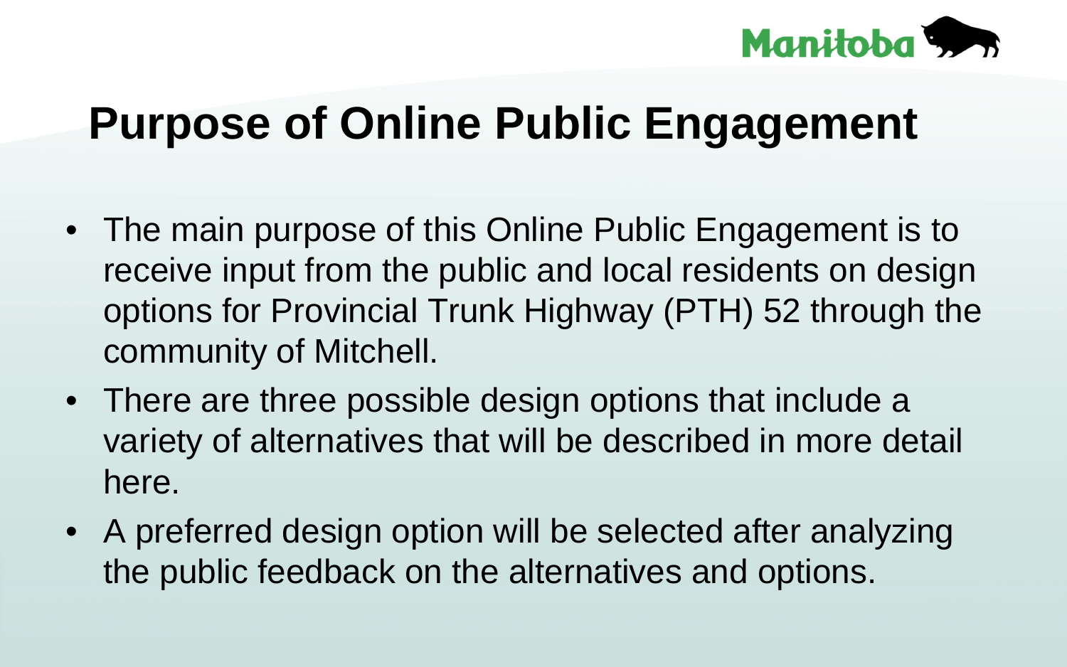# Purpose of Online Public Engagement

- The main purpose of this Online Public Engagement is to receive input from the public and local residents on design options for Provincial Trunk Highway (PTH) 52 through the community of Mitchell.
- There are three possible design options that include a variety of alternatives that will be described in more detail here.
- A preferred design option will be selected after analyzing the public feedback on the alternatives and options.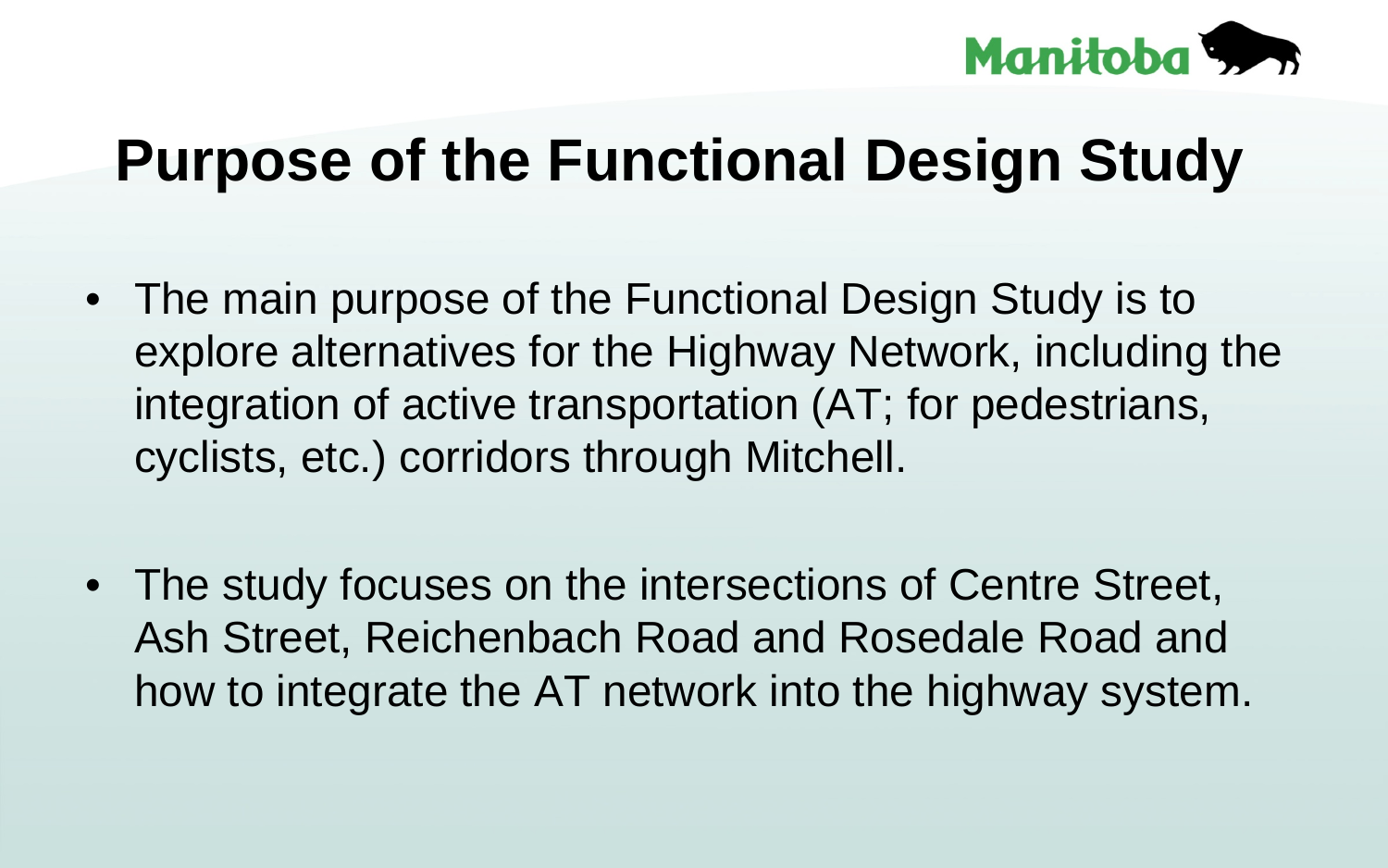# Purpose of the Functional Design Study

- The main purpose of the Functional Design Study is to explore alternatives for the Highway Network, including the integration of active transportation (AT; for pedestrians, cyclists, etc.) corridors through Mitchell.

- The study focuses on the intersections of Centre Street, Ash Street, Reichenbach Road and Rosedale Road and how to integrate the AT network into the highway system.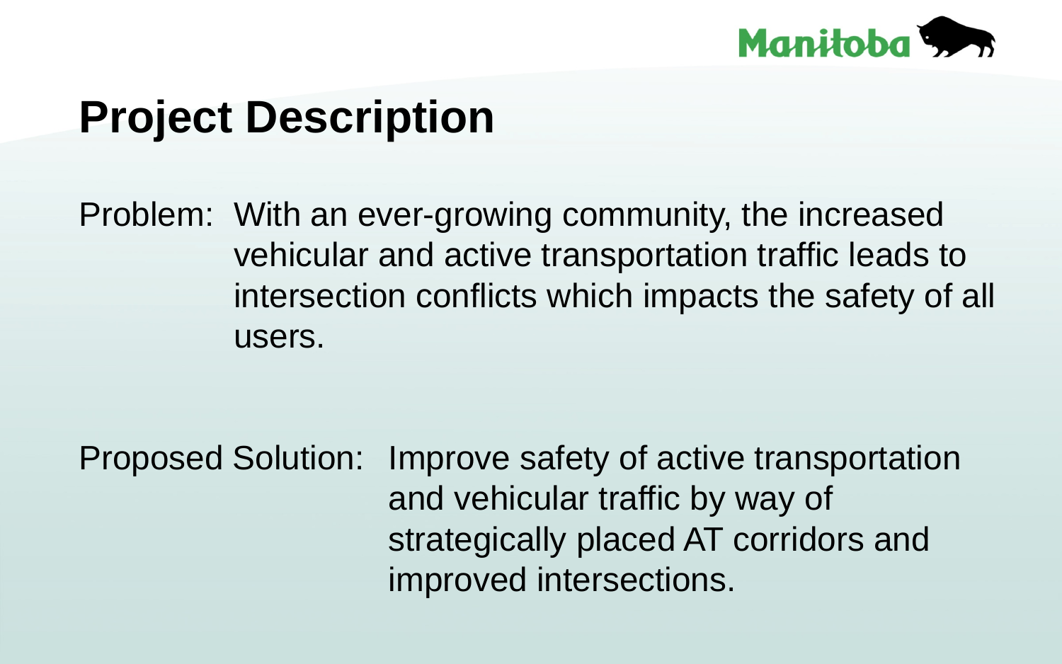# Project Description

Problem: With an ever-growing community, the increased vehicular and active transportation traffic leads to intersection conflicts which impacts the safety of all users.

Proposed Solution: Improve safety of active transportation and vehicular traffic by way of strategically placed AT corridors and improved intersections.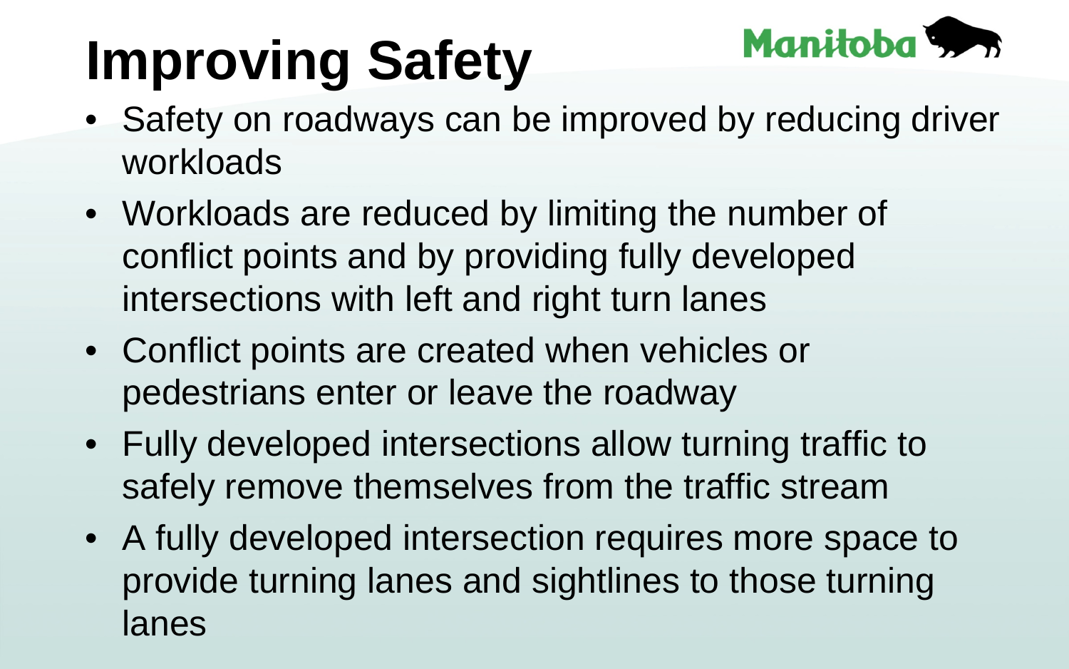# Improving Safety

- Safety on roadways can be improved by reducing driver workloads
- Workloads are reduced by limiting the number of conflict points and by providing fully developed intersections with left and right turn lanes
- Conflict points are created when vehicles or pedestrians enter or leave the roadway
- Fully developed intersections allow turning traffic to safely remove themselves from the traffic stream
- A fully developed intersection requires more space to provide turning lanes and sightlines to those turning lanes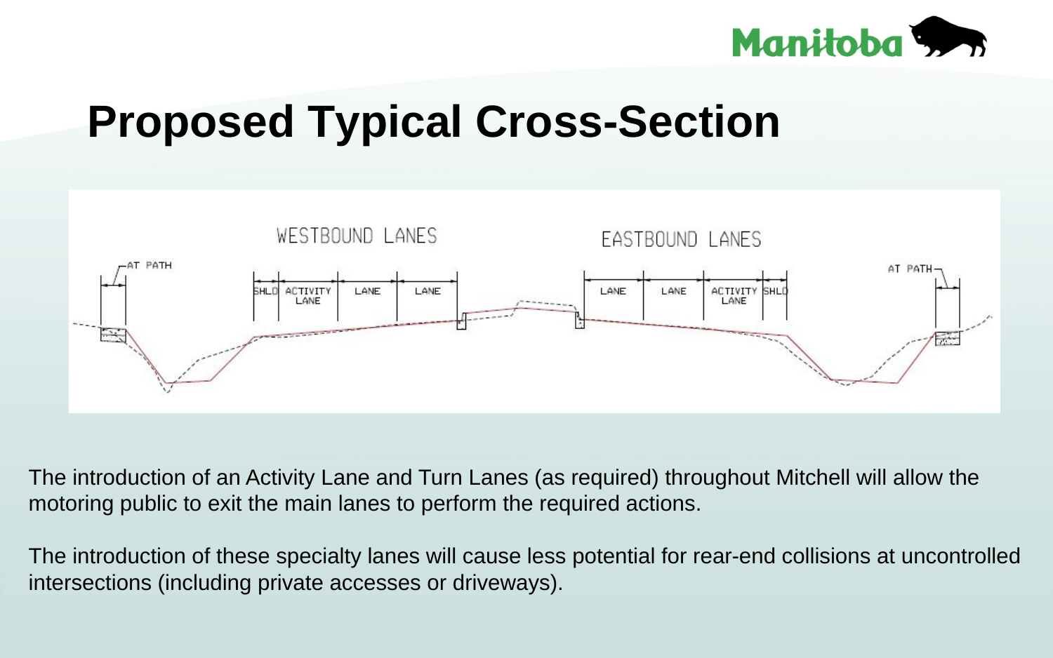# Proposed Typical Cross-Section

The introduction of an Activity Lane and Turn Lanes (as required) throughout Mitchell will allow the motoring public to exit the main lanes to perform the required actions.

The introduction of these specialty lanes will cause less potential for rear-end collisions at uncontrolled intersections (including private accesses or driveways).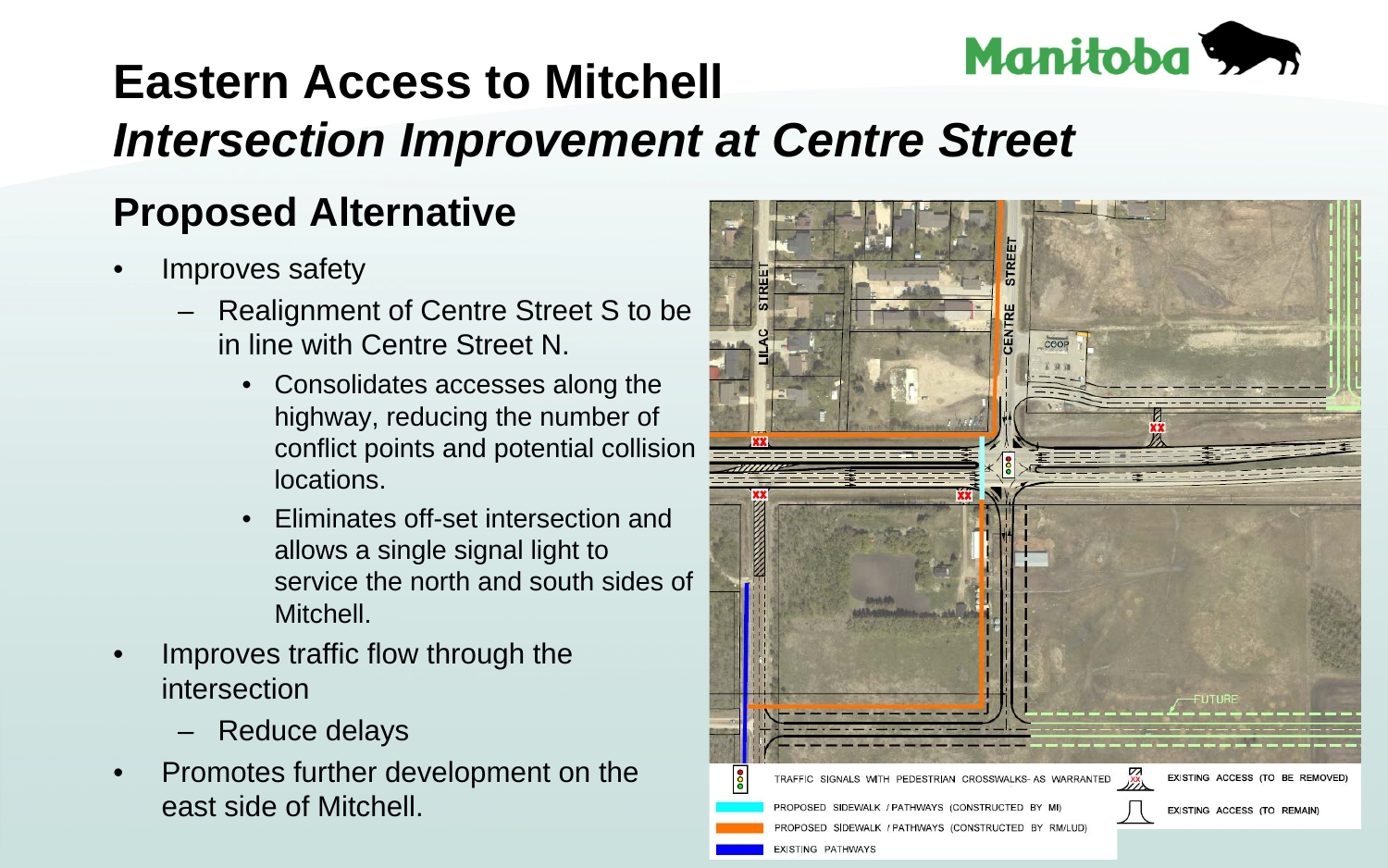# Eastern Access to Mitchell

## *Intersection Improvement at Centre Street*

### Proposed Alternative

- Improves safety
  - Realignment of Centre Street S to be in line with Centre Street N.
    - Consolidates accesses along the highway, reducing the number of conflict points and potential collision locations.
    - Eliminates off-set intersection and allows a single signal light to service the north and south sides of Mitchell.
- Improves traffic flow through the intersection
  - Reduce delays
- Promotes further development on the east side of Mitchell.

LILAC STREET

CENTRE STREET

COOP

FUTURE

TRAFFIC SIGNALS WITH PEDESTRIAN CROSSWALKS- AS WARRANTED

PROPOSED SIDEWALK / PATHWAYS (CONSTRUCTED BY MI)

PROPOSED SIDEWALK / PATHWAYS (CONSTRUCTED BY RM/LUD)

EXISTING PATHWAYS

EXISTING ACCESS (TO BE REMOVED)

EXISTING ACCESS (TO REMAIN)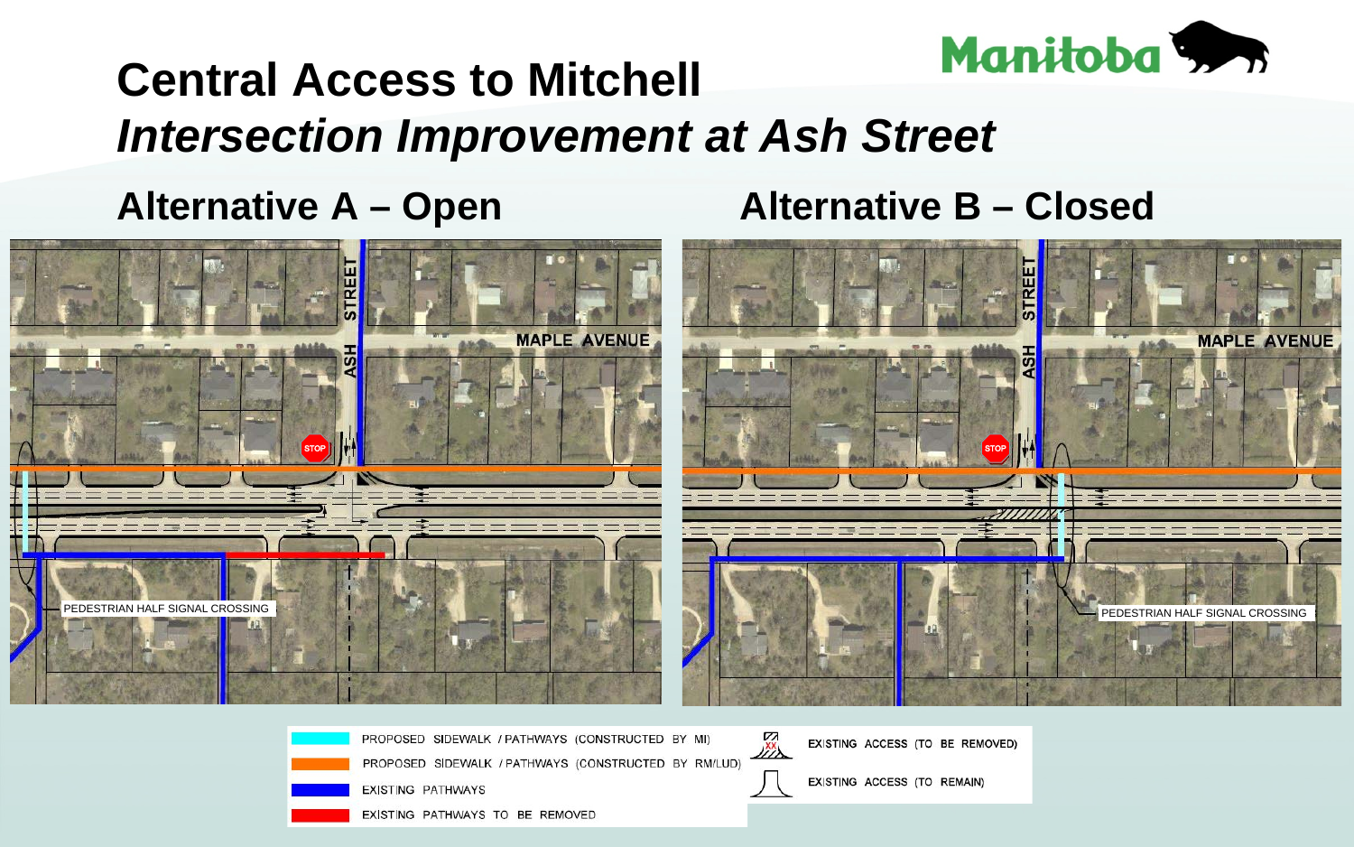# Central Access to Mitchell

## *Intersection Improvement at Ash Street*

### Alternative A – Open

ASH STREET

MAPLE AVENUE

STOP

PEDESTRIAN HALF SIGNAL CROSSING

### Alternative B – Closed

ASH STREET

MAPLE AVENUE

STOP

PEDESTRIAN HALF SIGNAL CROSSING

- PROPOSED SIDEWALK / PATHWAYS (CONSTRUCTED BY MI)
- PROPOSED SIDEWALK / PATHWAYS (CONSTRUCTED BY RM/LUD)
- EXISTING PATHWAYS
- EXISTING PATHWAYS TO BE REMOVED
- EXISTING ACCESS (TO BE REMOVED)
- EXISTING ACCESS (TO REMAIN)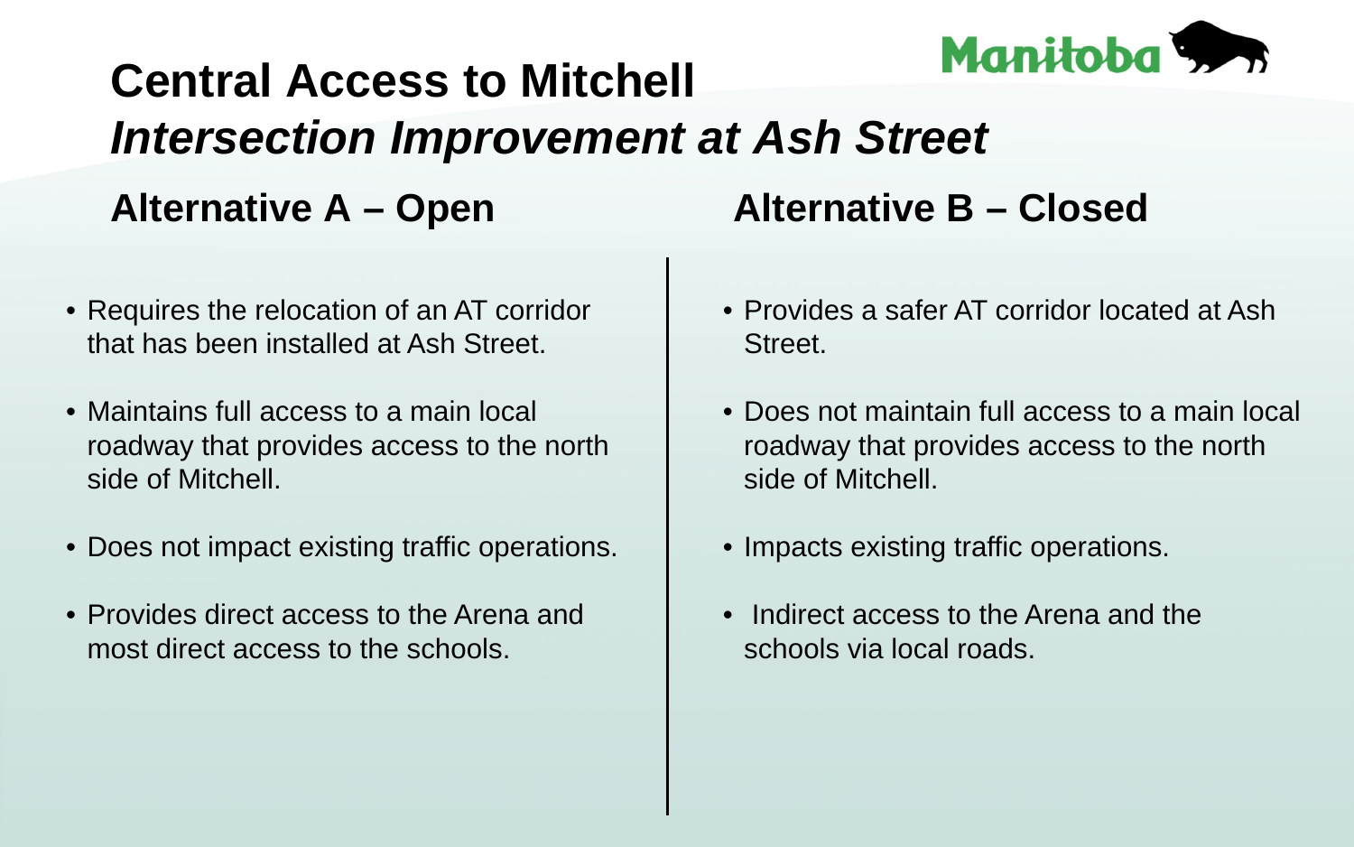# Central Access to Mitchell

## *Intersection Improvement at Ash Street*

### Alternative A – Open

- Requires the relocation of an AT corridor that has been installed at Ash Street.
- Maintains full access to a main local roadway that provides access to the north side of Mitchell.
- Does not impact existing traffic operations.
- Provides direct access to the Arena and most direct access to the schools.

### Alternative B – Closed

- Provides a safer AT corridor located at Ash Street.
- Does not maintain full access to a main local roadway that provides access to the north side of Mitchell.
- Impacts existing traffic operations.
- Indirect access to the Arena and the schools via local roads.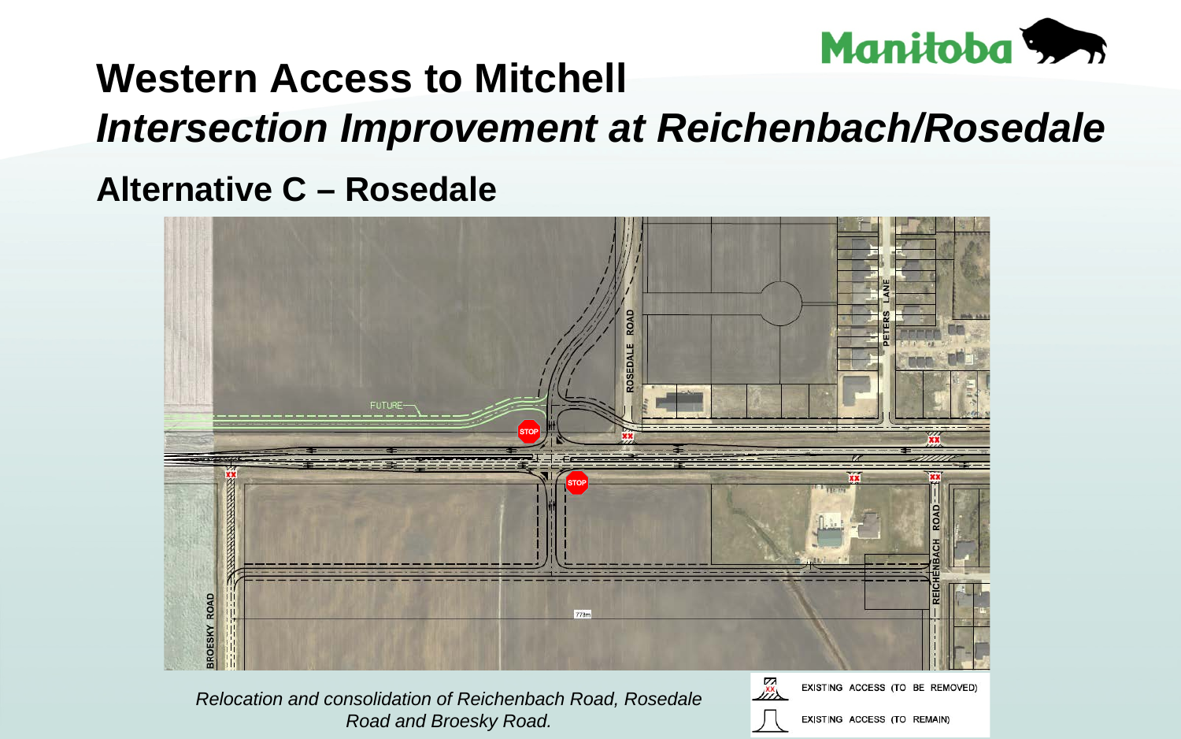# Western Access to Mitchell

## *Intersection Improvement at Reichenbach/Rosedale*

### Alternative C – Rosedale

*Relocation and consolidation of Reichenbach Road, Rosedale Road and Broesky Road.*

EXISTING ACCESS (TO BE REMOVED)

EXISTING ACCESS (TO REMAIN)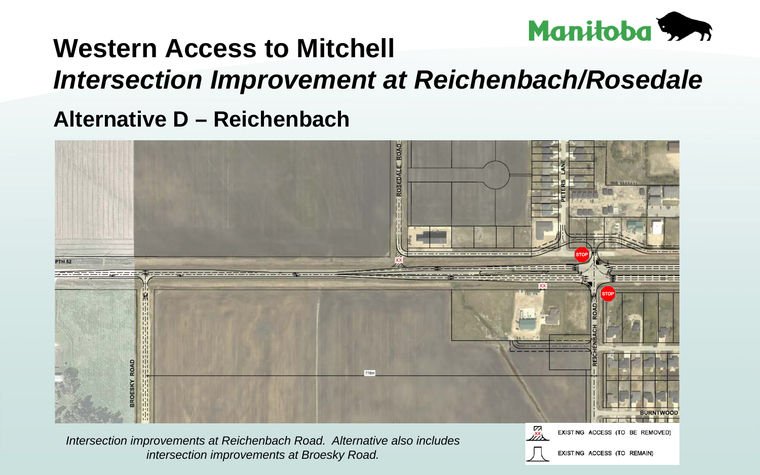# Western Access to Mitchell

## *Intersection Improvement at Reichenbach/Rosedale*

## Alternative D – Reichenbach

*Intersection improvements at Reichenbach Road. Alternative also includes intersection improvements at Broesky Road.*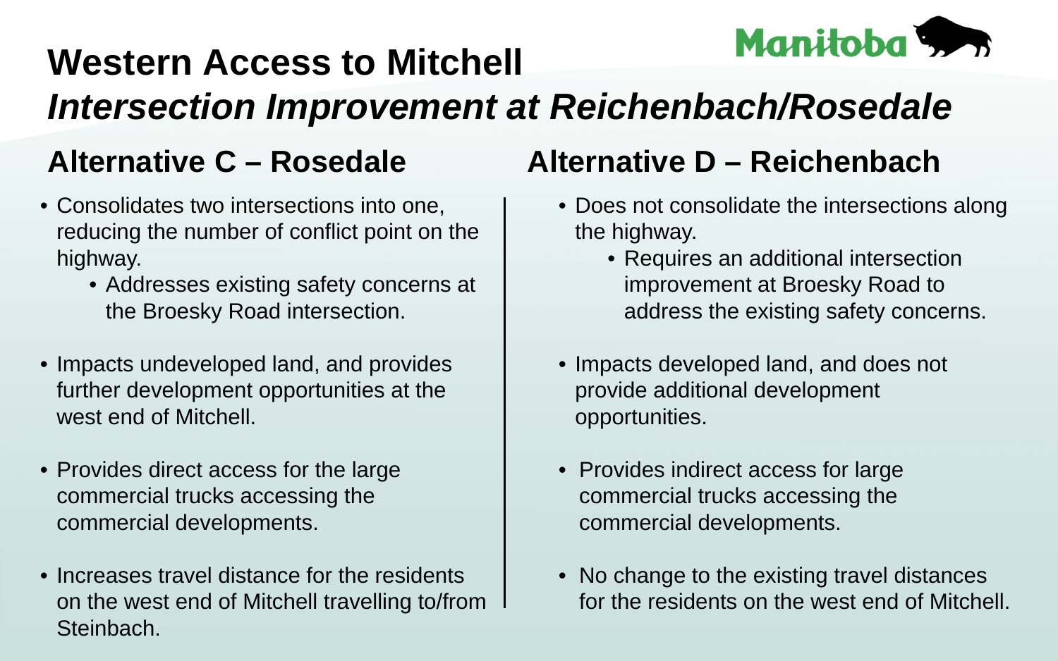# Western Access to Mitchell

## *Intersection Improvement at Reichenbach/Rosedale*

### Alternative C – Rosedale

- Consolidates two intersections into one, reducing the number of conflict point on the highway.
  - Addresses existing safety concerns at the Broesky Road intersection.
- Impacts undeveloped land, and provides further development opportunities at the west end of Mitchell.
- Provides direct access for the large commercial trucks accessing the commercial developments.
- Increases travel distance for the residents on the west end of Mitchell travelling to/from Steinbach.

### Alternative D – Reichenbach

- Does not consolidate the intersections along the highway.
  - Requires an additional intersection improvement at Broesky Road to address the existing safety concerns.
- Impacts developed land, and does not provide additional development opportunities.
- Provides indirect access for large commercial trucks accessing the commercial developments.
- No change to the existing travel distances for the residents on the west end of Mitchell.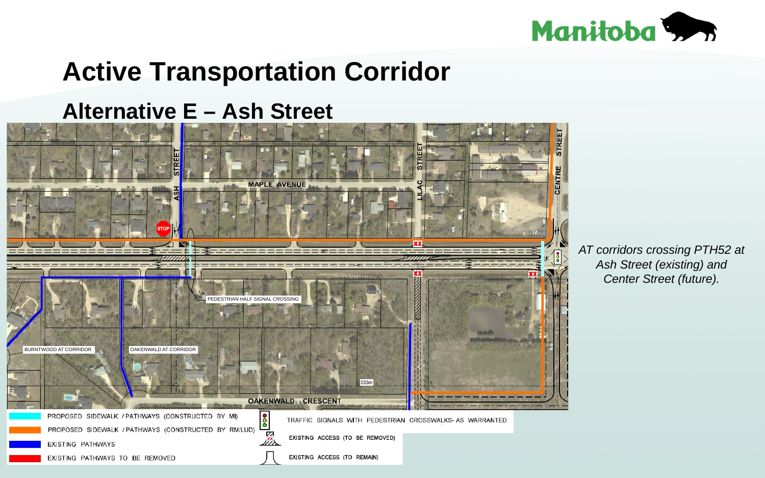# Active Transportation Corridor

## Alternative E – Ash Street

ASH STREET

MAPLE AVENUE

LILAC STREET

CENTRE STREET

STOP

PEDESTRIAN HALF SIGNAL CROSSING

BURNTWOOD AT CORRIDOR

OAKENWALD AT CORRIDOR

533m

OAKENWALD CRESCENT

PROPOSED SIDEWALK / PATHWAYS (CONSTRUCTED BY MI)

PROPOSED SIDEWALK / PATHWAYS (CONSTRUCTED BY RM/LUD)

EXISTING PATHWAYS

EXISTING PATHWAYS TO BE REMOVED

TRAFFIC SIGNALS WITH PEDESTRIAN CROSSWALKS- AS WARRANTED

EXISTING ACCESS (TO BE REMOVED)

EXISTING ACCESS (TO REMAIN)

*AT corridors crossing PTH52 at Ash Street (existing) and Center Street (future).*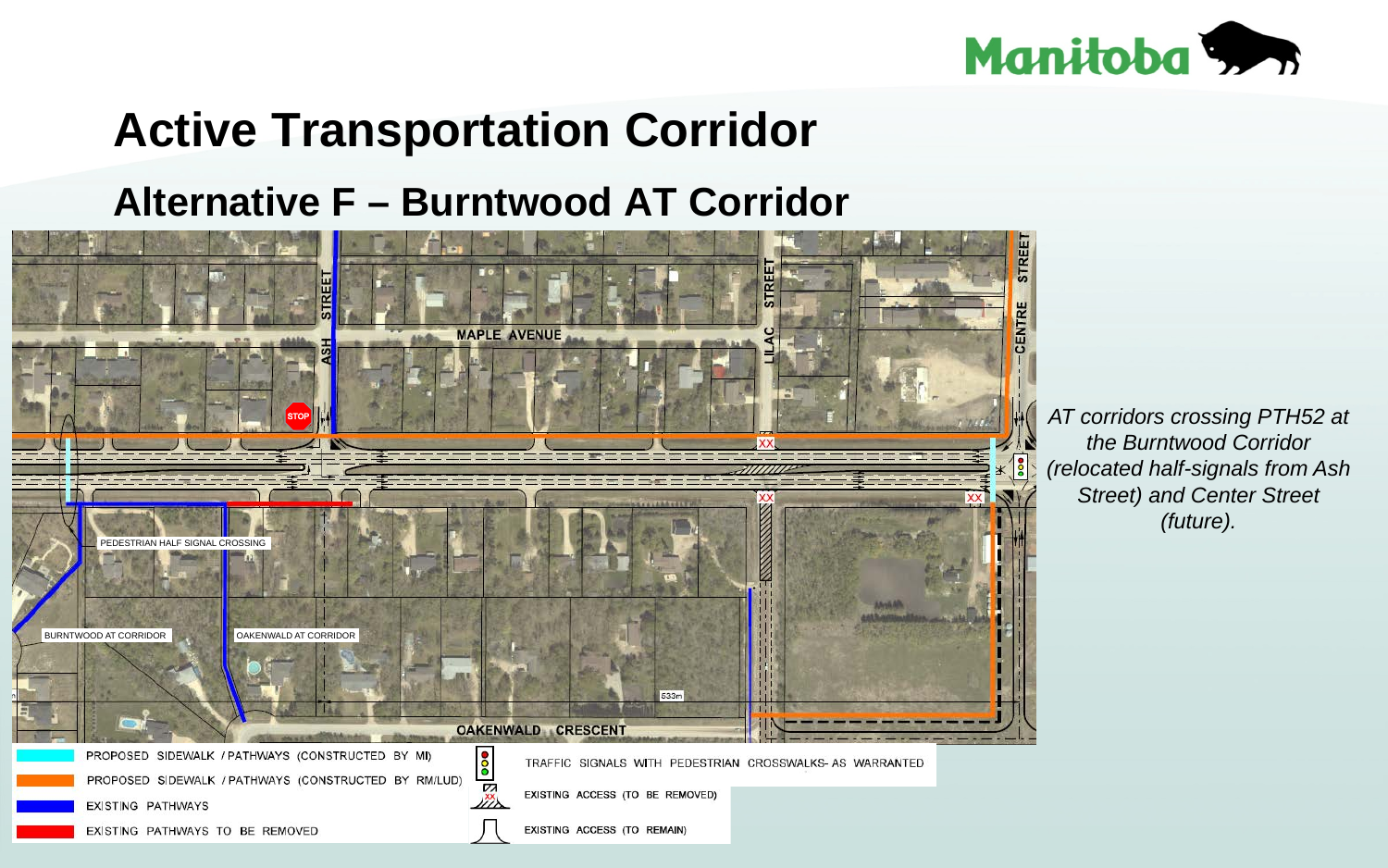# Active Transportation Corridor

## Alternative F – Burntwood AT Corridor

MAPLE AVENUE

ASH STREET

LILAC STREET

CENTRE STREET

OAKENWALD CRESCENT

PEDESTRIAN HALF SIGNAL CROSSING

BURNTWOOD AT CORRIDOR

OAKENWALD AT CORRIDOR

533m

*AT corridors crossing PTH52 at the Burntwood Corridor (relocated half-signals from Ash Street) and Center Street (future).*

- PROPOSED SIDEWALK / PATHWAYS (CONSTRUCTED BY MI)
- PROPOSED SIDEWALK / PATHWAYS (CONSTRUCTED BY RM/LUD)
- EXISTING PATHWAYS
- EXISTING PATHWAYS TO BE REMOVED
- TRAFFIC SIGNALS WITH PEDESTRIAN CROSSWALKS- AS WARRANTED
- EXISTING ACCESS (TO BE REMOVED)
- EXISTING ACCESS (TO REMAIN)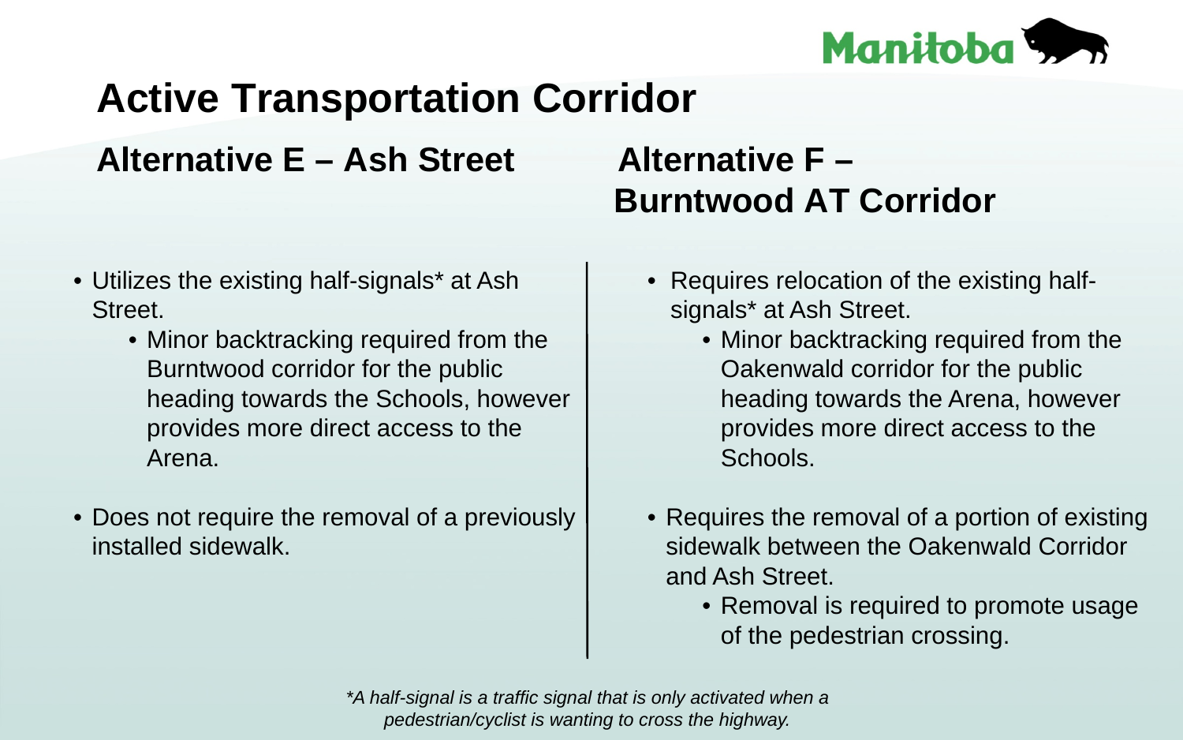# Active Transportation Corridor

## Alternative E – Ash Street

- Utilizes the existing half-signals* at Ash Street.
  - Minor backtracking required from the Burntwood corridor for the public heading towards the Schools, however provides more direct access to the Arena.
- Does not require the removal of a previously installed sidewalk.

## Alternative F – Burntwood AT Corridor

- Requires relocation of the existing half-signals* at Ash Street.
  - Minor backtracking required from the Oakenwald corridor for the public heading towards the Arena, however provides more direct access to the Schools.
- Requires the removal of a portion of existing sidewalk between the Oakenwald Corridor and Ash Street.
  - Removal is required to promote usage of the pedestrian crossing.

*\*A half-signal is a traffic signal that is only activated when a pedestrian/cyclist is wanting to cross the highway.*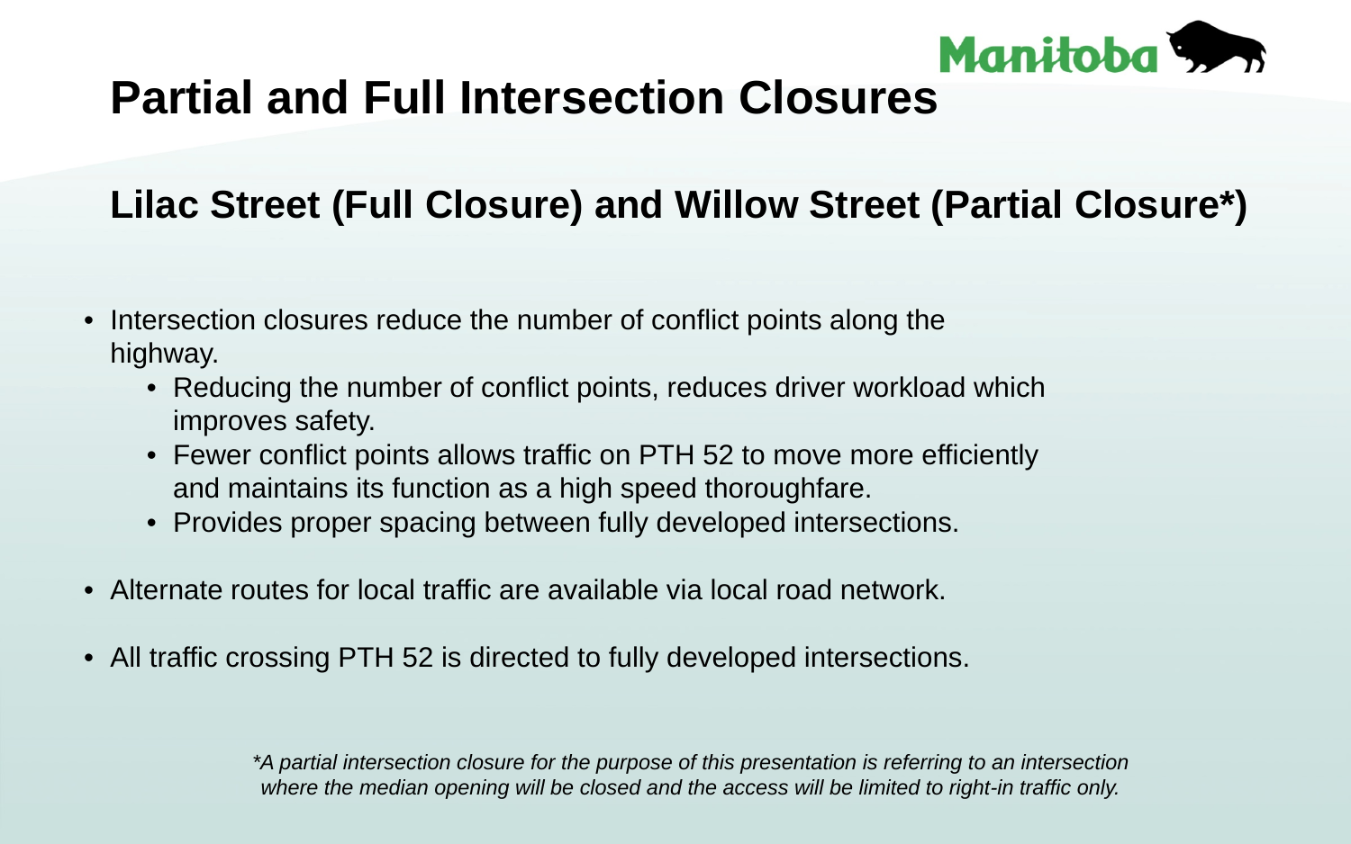# Partial and Full Intersection Closures

## Lilac Street (Full Closure) and Willow Street (Partial Closure*)

- Intersection closures reduce the number of conflict points along the highway.
    - Reducing the number of conflict points, reduces driver workload which improves safety.
    - Fewer conflict points allows traffic on PTH 52 to move more efficiently and maintains its function as a high speed thoroughfare.
    - Provides proper spacing between fully developed intersections.
- Alternate routes for local traffic are available via local road network.
- All traffic crossing PTH 52 is directed to fully developed intersections.

*\*A partial intersection closure for the purpose of this presentation is referring to an intersection where the median opening will be closed and the access will be limited to right-in traffic only.*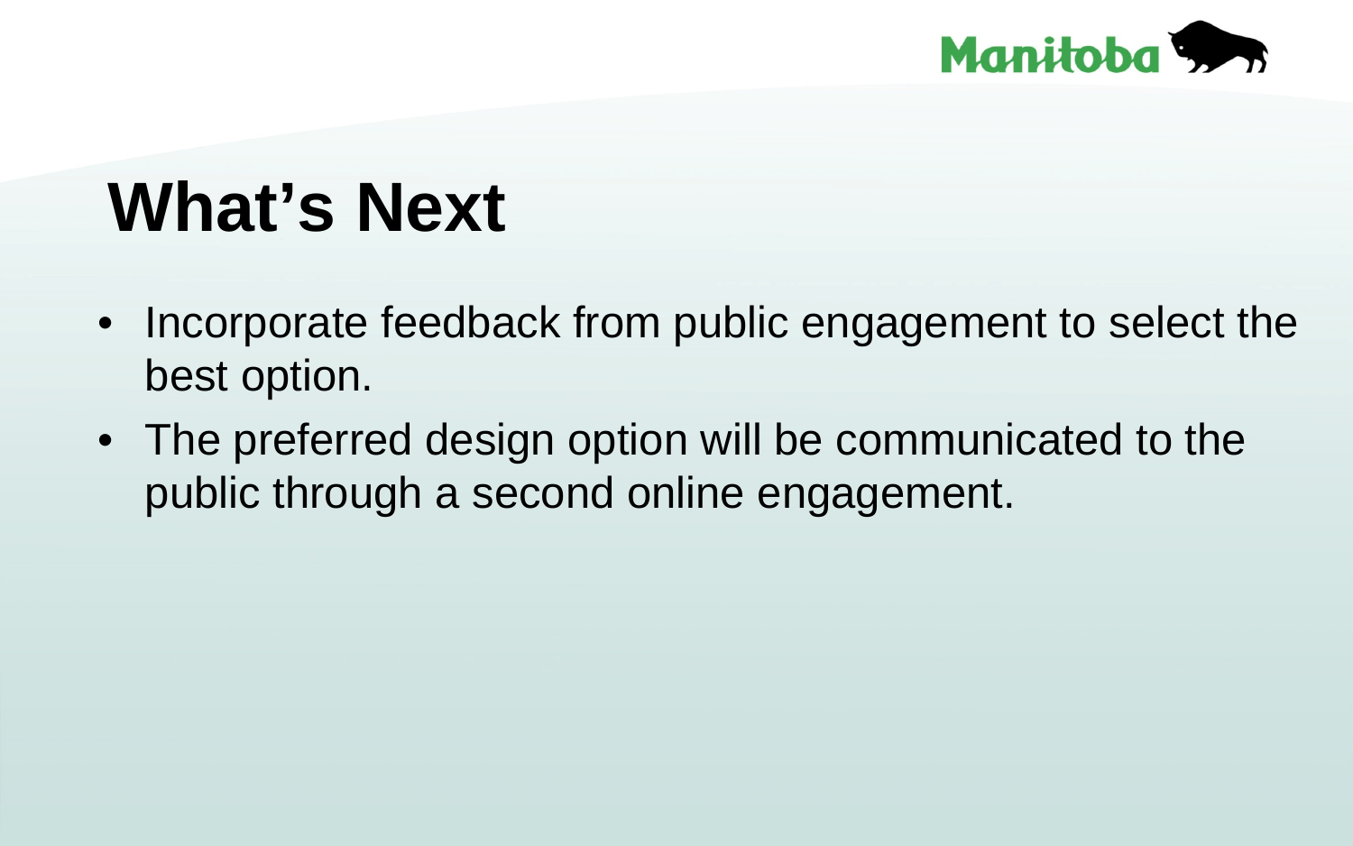# What's Next

- Incorporate feedback from public engagement to select the best option.
- The preferred design option will be communicated to the public through a second online engagement.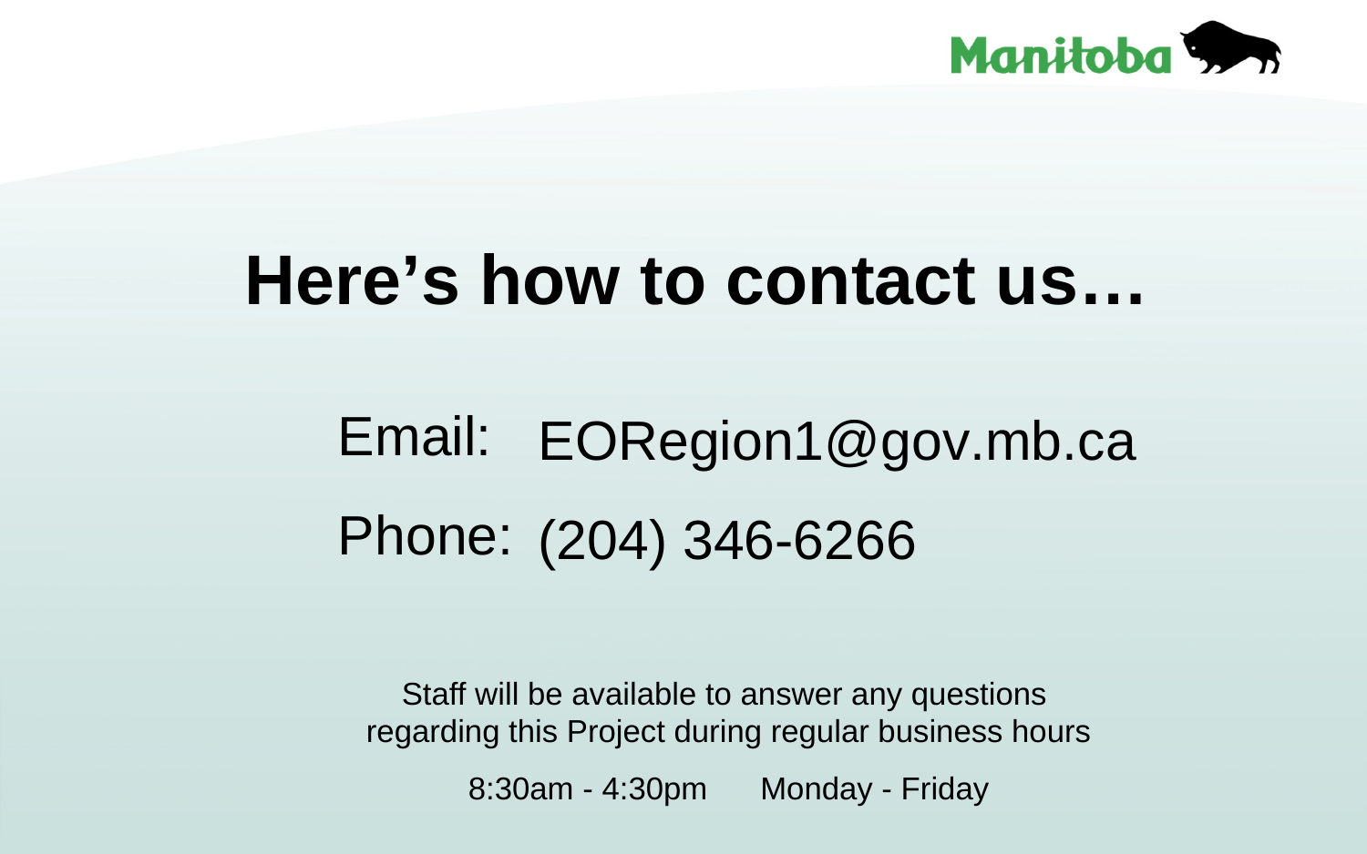Manitoba

# Here's how to contact us…

Email: EORegion1@gov.mb.ca

Phone: (204) 346-6266

Staff will be available to answer any questions regarding this Project during regular business hours

8:30am - 4:30pm Monday - Friday